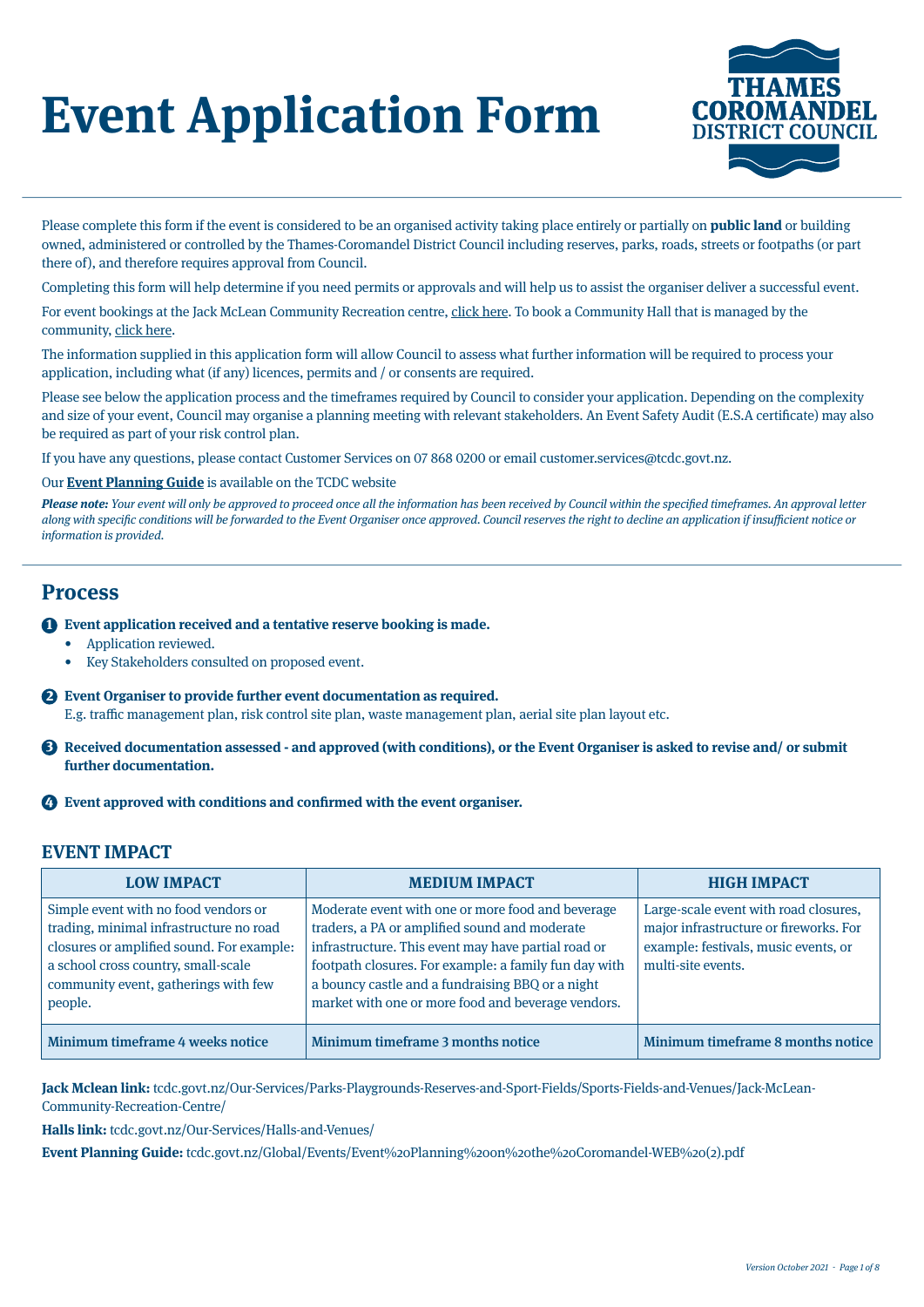# Event Application Form

THAMES COROMANDEL DISTRICT COUNCIL

Please complete this form if the event is considered to be an organised activity taking place entirely or partially on **public land** or building owned, administered or controlled by the Thames-Coromandel District Council including reserves, parks, roads, streets or footpaths (or part there of), and therefore requires approval from Council.

Completing this form will help determine if you need permits or approvals and will help us to assist the organiser deliver a successful event.

For event bookings at the Jack McLean Community Recreation centre, click here. To book a Community Hall that is managed by the community, click here.

The information supplied in this application form will allow Council to assess what further information will be required to process your application, including what (if any) licences, permits and / or consents are required.

Please see below the application process and the timeframes required by Council to consider your application. Depending on the complexity and size of your event, Council may organise a planning meeting with relevant stakeholders. An Event Safety Audit (E.S.A certificate) may also be required as part of your risk control plan.

If you have any questions, please contact Customer Services on 07 868 0200 or email customer.services@tcdc.govt.nz.

Our **Event Planning Guide** is available on the TCDC website

***Please note:*** *Your event will only be approved to proceed once all the information has been received by Council within the specified timeframes. An approval letter along with specific conditions will be forwarded to the Event Organiser once approved. Council reserves the right to decline an application if insufficient notice or information is provided.*

## Process

1. **Event application received and a tentative reserve booking is made.**
   - Application reviewed.
   - Key Stakeholders consulted on proposed event.
2. **Event Organiser to provide further event documentation as required.**
   E.g. traffic management plan, risk control site plan, waste management plan, aerial site plan layout etc.
3. **Received documentation assessed - and approved (with conditions), or the Event Organiser is asked to revise and/ or submit further documentation.**
4. **Event approved with conditions and confirmed with the event organiser.**

### EVENT IMPACT

| LOW IMPACT | MEDIUM IMPACT | HIGH IMPACT |
|---|---|---|
| Simple event with no food vendors or trading, minimal infrastructure no road closures or amplified sound. For example: a school cross country, small-scale community event, gatherings with few people. | Moderate event with one or more food and beverage traders, a PA or amplified sound and moderate infrastructure. This event may have partial road or footpath closures. For example: a family fun day with a bouncy castle and a fundraising BBQ or a night market with one or more food and beverage vendors. | Large-scale event with road closures, major infrastructure or fireworks. For example: festivals, music events, or multi-site events. |
| Minimum timeframe 4 weeks notice | Minimum timeframe 3 months notice | Minimum timeframe 8 months notice |

**Jack Mclean link:** tcdc.govt.nz/Our-Services/Parks-Playgrounds-Reserves-and-Sport-Fields/Sports-Fields-and-Venues/Jack-McLean-Community-Recreation-Centre/

**Halls link:** tcdc.govt.nz/Our-Services/Halls-and-Venues/

**Event Planning Guide:** tcdc.govt.nz/Global/Events/Event%20Planning%20on%20the%20Coromandel-WEB%20(2).pdf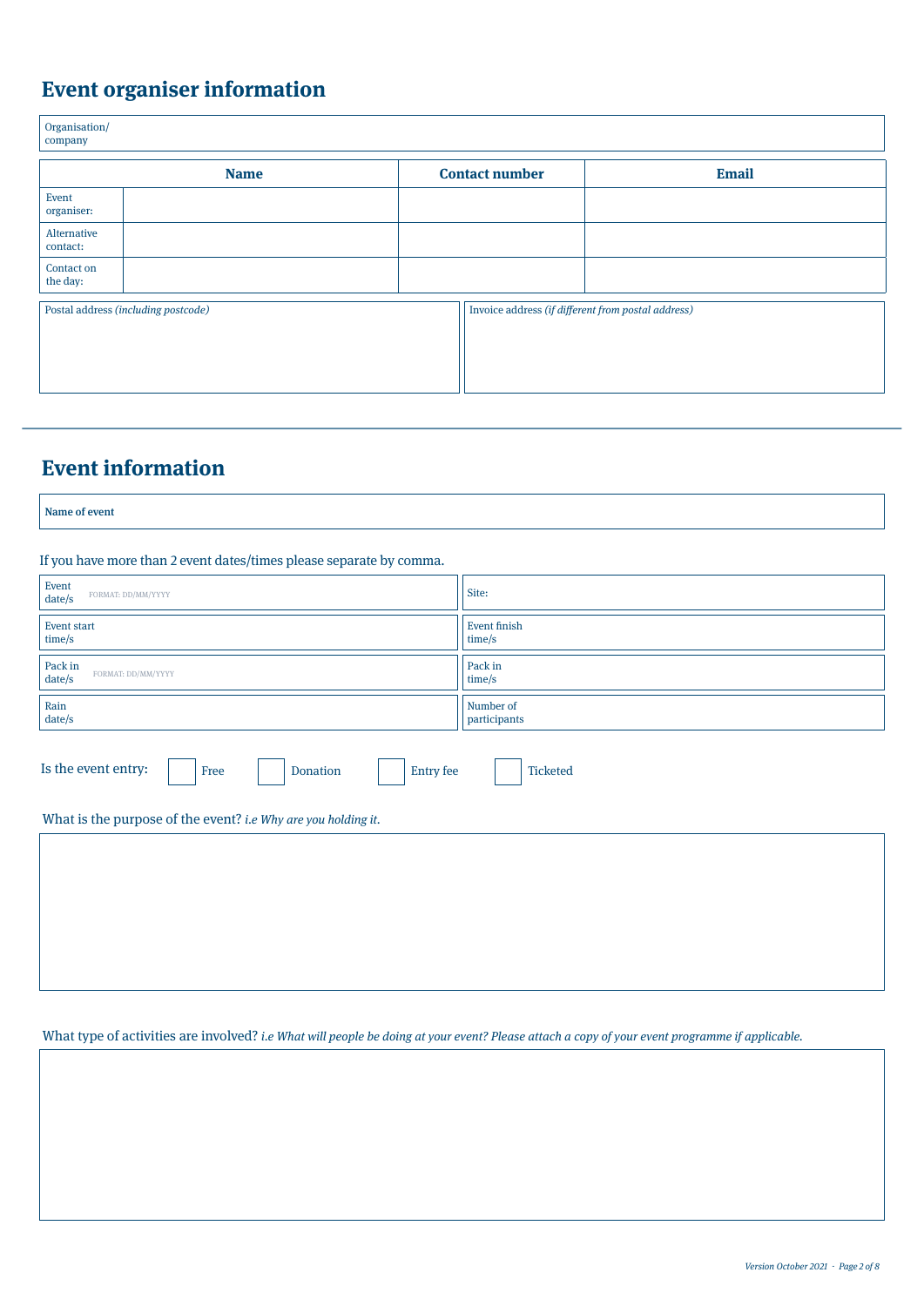# Event organiser information

| Organisation/ company | | | |
|---|---|---|---|

| | Name | Contact number | Email |
|---|---|---|---|
| Event organiser: | | | |
| Alternative contact: | | | |
| Contact on the day: | | | |

| Postal address *(including postcode)* | Invoice address *(if different from postal address)* |
|---|---|
| | |

# Event information

| **Name of event** | |
|---|---|

If you have more than 2 event dates/times please separate by comma.

| | |
|---|---|
| Event date/s FORMAT: DD/MM/YYYY | Site: |
| Event start time/s | Event finish time/s |
| Pack in date/s FORMAT: DD/MM/YYYY | Pack in time/s |
| Rain date/s | Number of participants |

Is the event entry: ☐ Free ☐ Donation ☐ Entry fee ☐ Ticketed

What is the purpose of the event? *i.e Why are you holding it.*

What type of activities are involved? *i.e What will people be doing at your event? Please attach a copy of your event programme if applicable.*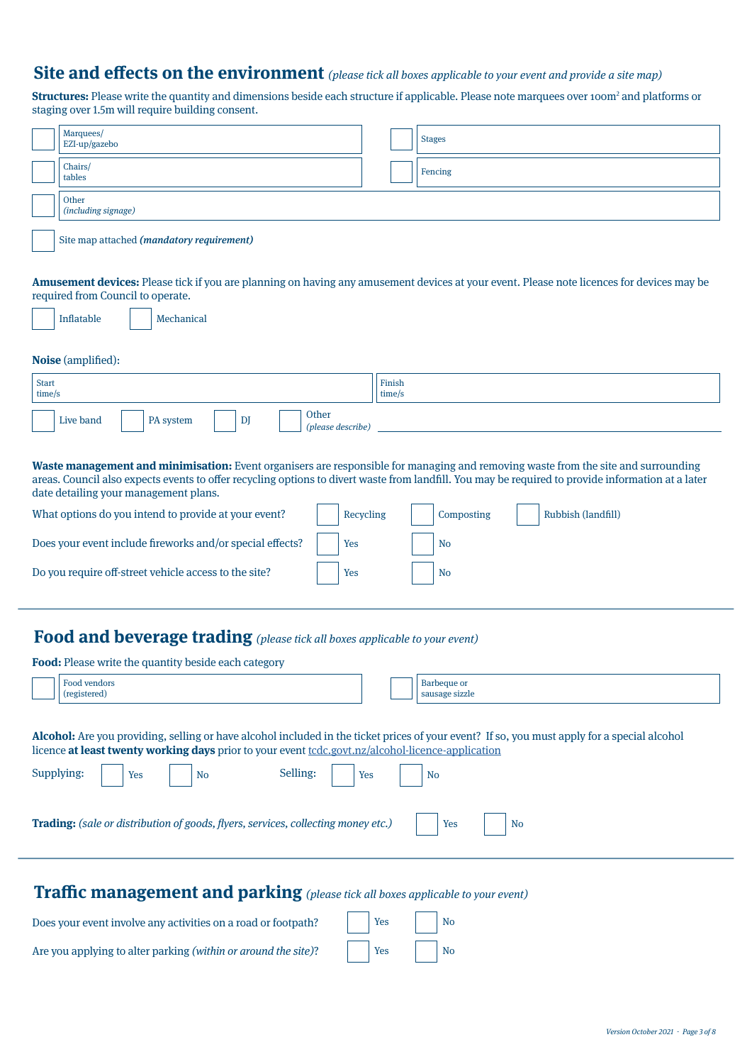## Site and effects on the environment *(please tick all boxes applicable to your event and provide a site map)*

**Structures:** Please write the quantity and dimensions beside each structure if applicable. Please note marquees over 100m² and platforms or staging over 1.5m will require building consent.

- ☐ Marquees/ EZI-up/gazebo
- ☐ Stages
- ☐ Chairs/ tables
- ☐ Fencing
- ☐ Other *(including signage)*
- ☐ Site map attached ***(mandatory requirement)***

**Amusement devices:** Please tick if you are planning on having any amusement devices at your event. Please note licences for devices may be required from Council to operate.

☐ Inflatable ☐ Mechanical

**Noise** (amplified):

| Start time/s | Finish time/s |
|---|---|
| | |

☐ Live band ☐ PA system ☐ DJ ☐ Other *(please describe)* ____________________

**Waste management and minimisation:** Event organisers are responsible for managing and removing waste from the site and surrounding areas. Council also expects events to offer recycling options to divert waste from landfill. You may be required to provide information at a later date detailing your management plans.

What options do you intend to provide at your event? ☐ Recycling ☐ Composting ☐ Rubbish (landfill)

Does your event include fireworks and/or special effects? ☐ Yes ☐ No

Do you require off-street vehicle access to the site? ☐ Yes ☐ No

## Food and beverage trading *(please tick all boxes applicable to your event)*

**Food:** Please write the quantity beside each category

- ☐ Food vendors (registered)
- ☐ Barbeque or sausage sizzle

**Alcohol:** Are you providing, selling or have alcohol included in the ticket prices of your event? If so, you must apply for a special alcohol licence **at least twenty working days** prior to your event tcdc.govt.nz/alcohol-licence-application

Supplying: ☐ Yes ☐ No Selling: ☐ Yes ☐ No

**Trading:** *(sale or distribution of goods, flyers, services, collecting money etc.)* ☐ Yes ☐ No

## Traffic management and parking *(please tick all boxes applicable to your event)*

Does your event involve any activities on a road or footpath? ☐ Yes ☐ No

Are you applying to alter parking *(within or around the site)*? ☐ Yes ☐ No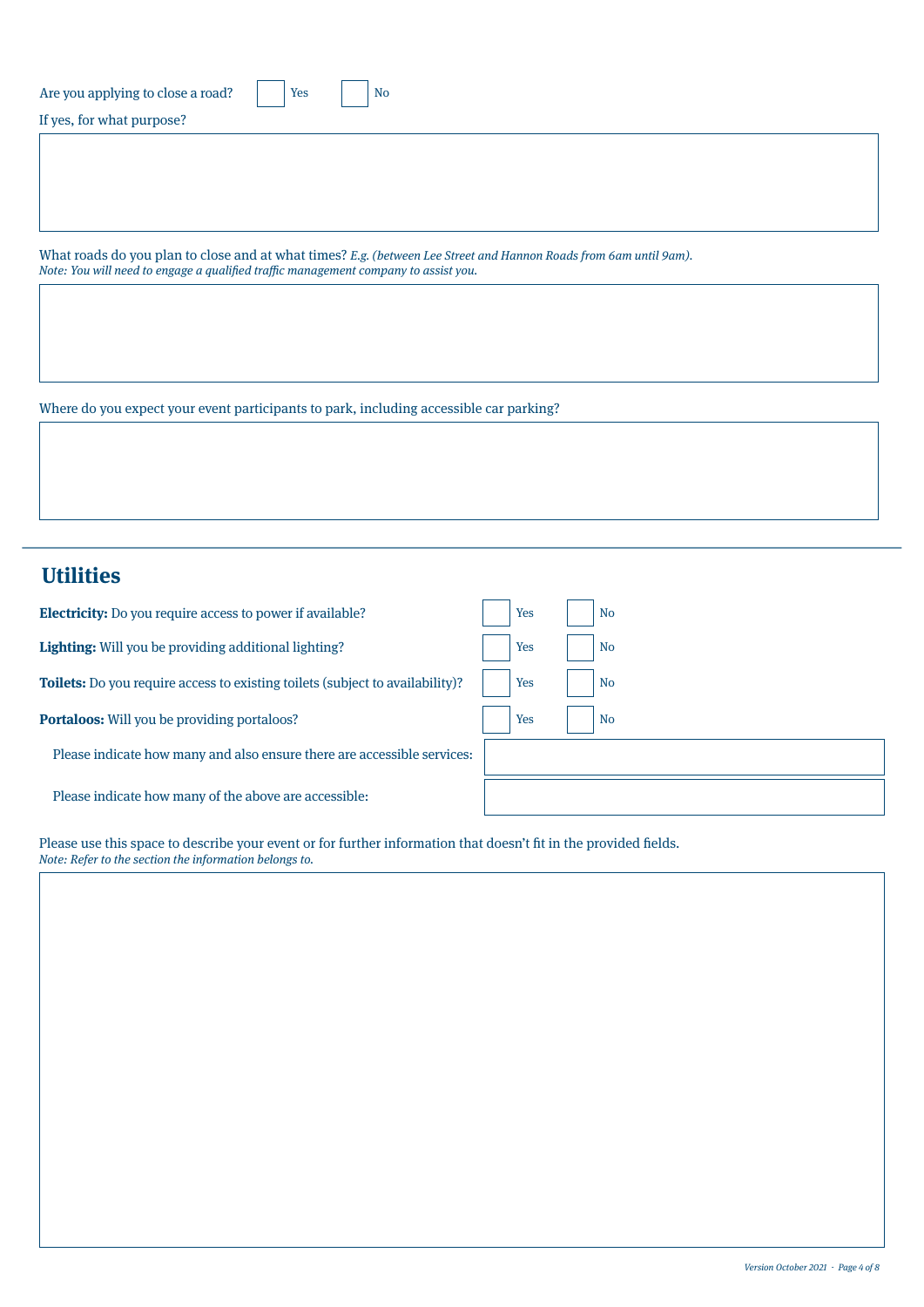Are you applying to close a road? ☐ Yes ☐ No

If yes, for what purpose?

&nbsp;

What roads do you plan to close and at what times? *E.g. (between Lee Street and Hannon Roads from 6am until 9am).*
*Note: You will need to engage a qualified traffic management company to assist you.*

&nbsp;

Where do you expect your event participants to park, including accessible car parking?

&nbsp;

## Utilities

**Electricity:** Do you require access to power if available? ☐ Yes ☐ No

**Lighting:** Will you be providing additional lighting? ☐ Yes ☐ No

**Toilets:** Do you require access to existing toilets (subject to availability)? ☐ Yes ☐ No

**Portaloos:** Will you be providing portaloos? ☐ Yes ☐ No

Please indicate how many and also ensure there are accessible services:

Please indicate how many of the above are accessible:

Please use this space to describe your event or for further information that doesn't fit in the provided fields.
*Note: Refer to the section the information belongs to.*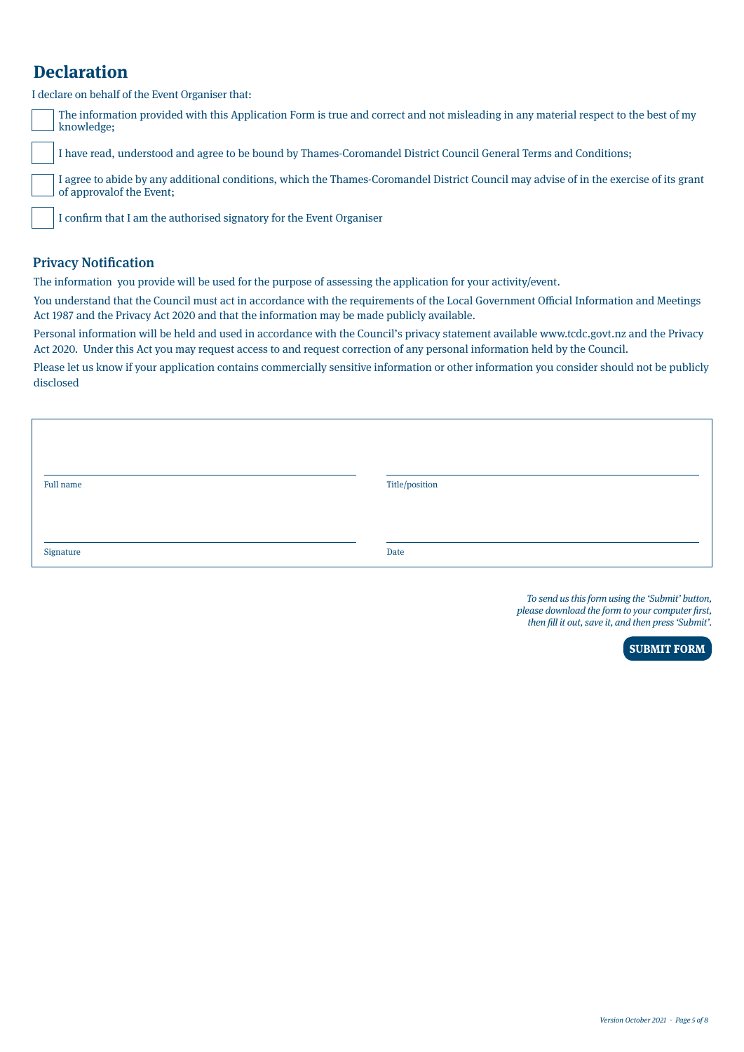# Declaration

I declare on behalf of the Event Organiser that:

- [ ] The information provided with this Application Form is true and correct and not misleading in any material respect to the best of my knowledge;
- [ ] I have read, understood and agree to be bound by Thames-Coromandel District Council General Terms and Conditions;
- [ ] I agree to abide by any additional conditions, which the Thames-Coromandel District Council may advise of in the exercise of its grant of approvalof the Event;
- [ ] I confirm that I am the authorised signatory for the Event Organiser

## Privacy Notification

The information  you provide will be used for the purpose of assessing the application for your activity/event.

You understand that the Council must act in accordance with the requirements of the Local Government Official Information and Meetings Act 1987 and the Privacy Act 2020 and that the information may be made publicly available.

Personal information will be held and used in accordance with the Council's privacy statement available www.tcdc.govt.nz and the Privacy Act 2020.  Under this Act you may request access to and request correction of any personal information held by the Council.

Please let us know if your application contains commercially sensitive information or other information you consider should not be publicly disclosed

| | |
|---|---|
| Full name | Title/position |
| Signature | Date |

*To send us this form using the 'Submit' button, please download the form to your computer first, then fill it out, save it, and then press 'Submit'.*

**SUBMIT FORM**

*Version October 2021*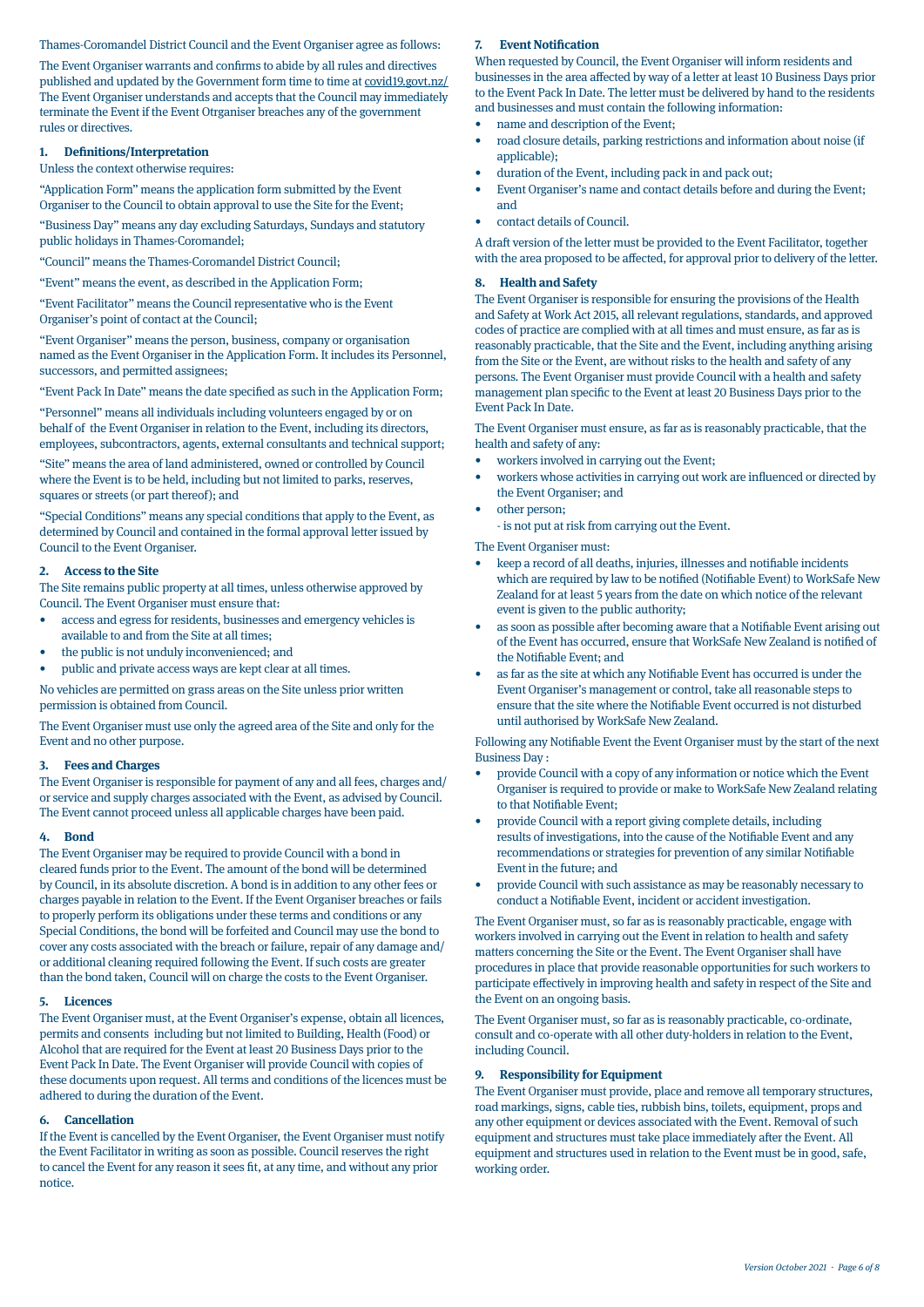Thames-Coromandel District Council and the Event Organiser agree as follows:

The Event Organiser warrants and confirms to abide by all rules and directives published and updated by the Government form time to time at covid19.govt.nz/ The Event Organiser understands and accepts that the Council may immediately terminate the Event if the Event Otrganiser breaches any of the government rules or directives.

## 1. Definitions/Interpretation

Unless the context otherwise requires:

"Application Form" means the application form submitted by the Event Organiser to the Council to obtain approval to use the Site for the Event;

"Business Day" means any day excluding Saturdays, Sundays and statutory public holidays in Thames-Coromandel;

"Council" means the Thames-Coromandel District Council;

"Event" means the event, as described in the Application Form;

"Event Facilitator" means the Council representative who is the Event Organiser's point of contact at the Council;

"Event Organiser" means the person, business, company or organisation named as the Event Organiser in the Application Form. It includes its Personnel, successors, and permitted assignees;

"Event Pack In Date" means the date specified as such in the Application Form;

"Personnel" means all individuals including volunteers engaged by or on behalf of the Event Organiser in relation to the Event, including its directors, employees, subcontractors, agents, external consultants and technical support;

"Site" means the area of land administered, owned or controlled by Council where the Event is to be held, including but not limited to parks, reserves, squares or streets (or part thereof); and

"Special Conditions" means any special conditions that apply to the Event, as determined by Council and contained in the formal approval letter issued by Council to the Event Organiser.

## 2. Access to the Site

The Site remains public property at all times, unless otherwise approved by Council. The Event Organiser must ensure that:

- access and egress for residents, businesses and emergency vehicles is available to and from the Site at all times;
- the public is not unduly inconvenienced; and
- public and private access ways are kept clear at all times.

No vehicles are permitted on grass areas on the Site unless prior written permission is obtained from Council.

The Event Organiser must use only the agreed area of the Site and only for the Event and no other purpose.

## 3. Fees and Charges

The Event Organiser is responsible for payment of any and all fees, charges and/or service and supply charges associated with the Event, as advised by Council. The Event cannot proceed unless all applicable charges have been paid.

## 4. Bond

The Event Organiser may be required to provide Council with a bond in cleared funds prior to the Event. The amount of the bond will be determined by Council, in its absolute discretion. A bond is in addition to any other fees or charges payable in relation to the Event. If the Event Organiser breaches or fails to properly perform its obligations under these terms and conditions or any Special Conditions, the bond will be forfeited and Council may use the bond to cover any costs associated with the breach or failure, repair of any damage and/or additional cleaning required following the Event. If such costs are greater than the bond taken, Council will on charge the costs to the Event Organiser.

## 5. Licences

The Event Organiser must, at the Event Organiser's expense, obtain all licences, permits and consents including but not limited to Building, Health (Food) or Alcohol that are required for the Event at least 20 Business Days prior to the Event Pack In Date. The Event Organiser will provide Council with copies of these documents upon request. All terms and conditions of the licences must be adhered to during the duration of the Event.

## 6. Cancellation

If the Event is cancelled by the Event Organiser, the Event Organiser must notify the Event Facilitator in writing as soon as possible. Council reserves the right to cancel the Event for any reason it sees fit, at any time, and without any prior notice.

## 7. Event Notification

When requested by Council, the Event Organiser will inform residents and businesses in the area affected by way of a letter at least 10 Business Days prior to the Event Pack In Date. The letter must be delivered by hand to the residents and businesses and must contain the following information:

- name and description of the Event;
- road closure details, parking restrictions and information about noise (if applicable);
- duration of the Event, including pack in and pack out;
- Event Organiser's name and contact details before and during the Event; and
- contact details of Council.

A draft version of the letter must be provided to the Event Facilitator, together with the area proposed to be affected, for approval prior to delivery of the letter.

## 8. Health and Safety

The Event Organiser is responsible for ensuring the provisions of the Health and Safety at Work Act 2015, all relevant regulations, standards, and approved codes of practice are complied with at all times and must ensure, as far as is reasonably practicable, that the Site and the Event, including anything arising from the Site or the Event, are without risks to the health and safety of any persons. The Event Organiser must provide Council with a health and safety management plan specific to the Event at least 20 Business Days prior to the Event Pack In Date.

The Event Organiser must ensure, as far as is reasonably practicable, that the health and safety of any:

- workers involved in carrying out the Event;
- workers whose activities in carrying out work are influenced or directed by the Event Organiser; and
- other person;
  - is not put at risk from carrying out the Event.

The Event Organiser must:

- keep a record of all deaths, injuries, illnesses and notifiable incidents which are required by law to be notified (Notifiable Event) to WorkSafe New Zealand for at least 5 years from the date on which notice of the relevant event is given to the public authority;
- as soon as possible after becoming aware that a Notifiable Event arising out of the Event has occurred, ensure that WorkSafe New Zealand is notified of the Notifiable Event; and
- as far as the site at which any Notifiable Event has occurred is under the Event Organiser's management or control, take all reasonable steps to ensure that the site where the Notifiable Event occurred is not disturbed until authorised by WorkSafe New Zealand.

Following any Notifiable Event the Event Organiser must by the start of the next Business Day :

- provide Council with a copy of any information or notice which the Event Organiser is required to provide or make to WorkSafe New Zealand relating to that Notifiable Event;
- provide Council with a report giving complete details, including results of investigations, into the cause of the Notifiable Event and any recommendations or strategies for prevention of any similar Notifiable Event in the future; and
- provide Council with such assistance as may be reasonably necessary to conduct a Notifiable Event, incident or accident investigation.

The Event Organiser must, so far as is reasonably practicable, engage with workers involved in carrying out the Event in relation to health and safety matters concerning the Site or the Event. The Event Organiser shall have procedures in place that provide reasonable opportunities for such workers to participate effectively in improving health and safety in respect of the Site and the Event on an ongoing basis.

The Event Organiser must, so far as is reasonably practicable, co-ordinate, consult and co-operate with all other duty-holders in relation to the Event, including Council.

## 9. Responsibility for Equipment

The Event Organiser must provide, place and remove all temporary structures, road markings, signs, cable ties, rubbish bins, toilets, equipment, props and any other equipment or devices associated with the Event. Removal of such equipment and structures must take place immediately after the Event. All equipment and structures used in relation to the Event must be in good, safe, working order.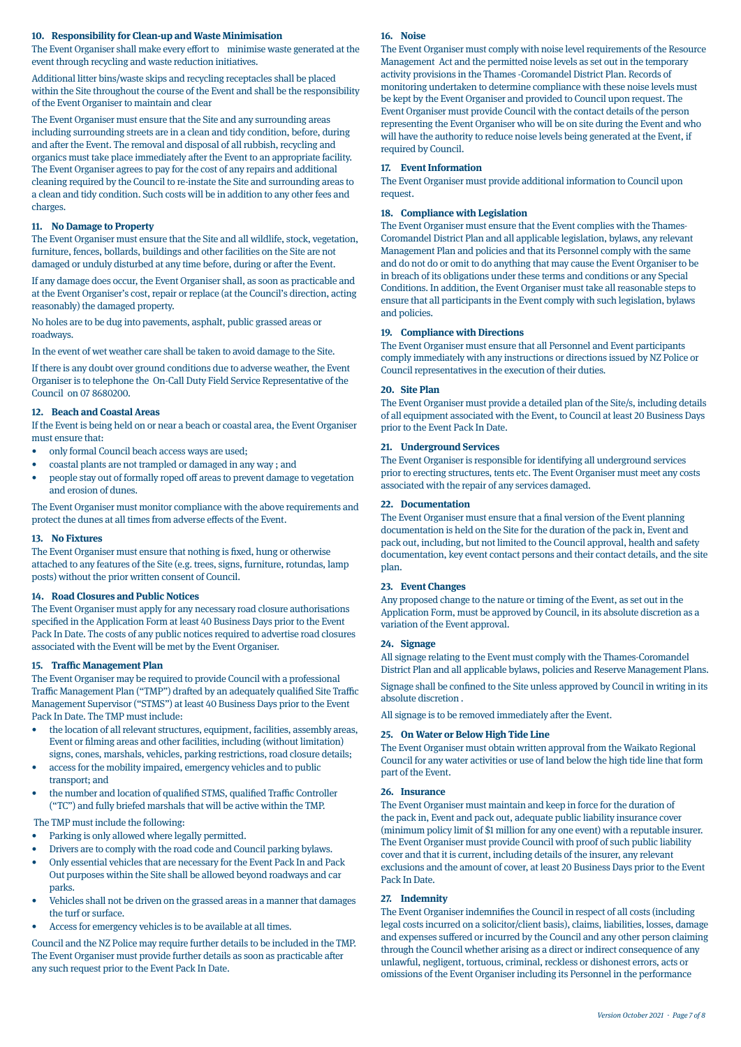### 10. Responsibility for Clean-up and Waste Minimisation

The Event Organiser shall make every effort to minimise waste generated at the event through recycling and waste reduction initiatives.

Additional litter bins/waste skips and recycling receptacles shall be placed within the Site throughout the course of the Event and shall be the responsibility of the Event Organiser to maintain and clear

The Event Organiser must ensure that the Site and any surrounding areas including surrounding streets are in a clean and tidy condition, before, during and after the Event. The removal and disposal of all rubbish, recycling and organics must take place immediately after the Event to an appropriate facility. The Event Organiser agrees to pay for the cost of any repairs and additional cleaning required by the Council to re-instate the Site and surrounding areas to a clean and tidy condition. Such costs will be in addition to any other fees and charges.

### 11. No Damage to Property

The Event Organiser must ensure that the Site and all wildlife, stock, vegetation, furniture, fences, bollards, buildings and other facilities on the Site are not damaged or unduly disturbed at any time before, during or after the Event.

If any damage does occur, the Event Organiser shall, as soon as practicable and at the Event Organiser's cost, repair or replace (at the Council's direction, acting reasonably) the damaged property.

No holes are to be dug into pavements, asphalt, public grassed areas or roadways.

In the event of wet weather care shall be taken to avoid damage to the Site.

If there is any doubt over ground conditions due to adverse weather, the Event Organiser is to telephone the On-Call Duty Field Service Representative of the Council on 07 8680200.

### 12. Beach and Coastal Areas

If the Event is being held on or near a beach or coastal area, the Event Organiser must ensure that:

- only formal Council beach access ways are used;
- coastal plants are not trampled or damaged in any way ; and
- people stay out of formally roped off areas to prevent damage to vegetation and erosion of dunes.

The Event Organiser must monitor compliance with the above requirements and protect the dunes at all times from adverse effects of the Event.

### 13. No Fixtures

The Event Organiser must ensure that nothing is fixed, hung or otherwise attached to any features of the Site (e.g. trees, signs, furniture, rotundas, lamp posts) without the prior written consent of Council.

### 14. Road Closures and Public Notices

The Event Organiser must apply for any necessary road closure authorisations specified in the Application Form at least 40 Business Days prior to the Event Pack In Date. The costs of any public notices required to advertise road closures associated with the Event will be met by the Event Organiser.

### 15. Traffic Management Plan

The Event Organiser may be required to provide Council with a professional Traffic Management Plan ("TMP") drafted by an adequately qualified Site Traffic Management Supervisor ("STMS") at least 40 Business Days prior to the Event Pack In Date. The TMP must include:

- the location of all relevant structures, equipment, facilities, assembly areas, Event or filming areas and other facilities, including (without limitation) signs, cones, marshals, vehicles, parking restrictions, road closure details;
- access for the mobility impaired, emergency vehicles and to public transport; and
- the number and location of qualified STMS, qualified Traffic Controller ("TC") and fully briefed marshals that will be active within the TMP.

The TMP must include the following:

- Parking is only allowed where legally permitted.
- Drivers are to comply with the road code and Council parking bylaws.
- Only essential vehicles that are necessary for the Event Pack In and Pack Out purposes within the Site shall be allowed beyond roadways and car parks.
- Vehicles shall not be driven on the grassed areas in a manner that damages the turf or surface.
- Access for emergency vehicles is to be available at all times.

Council and the NZ Police may require further details to be included in the TMP. The Event Organiser must provide further details as soon as practicable after any such request prior to the Event Pack In Date.

### 16. Noise

The Event Organiser must comply with noise level requirements of the Resource Management Act and the permitted noise levels as set out in the temporary activity provisions in the Thames -Coromandel District Plan. Records of monitoring undertaken to determine compliance with these noise levels must be kept by the Event Organiser and provided to Council upon request. The Event Organiser must provide Council with the contact details of the person representing the Event Organiser who will be on site during the Event and who will have the authority to reduce noise levels being generated at the Event, if required by Council.

### 17. Event Information

The Event Organiser must provide additional information to Council upon request.

### 18. Compliance with Legislation

The Event Organiser must ensure that the Event complies with the Thames-Coromandel District Plan and all applicable legislation, bylaws, any relevant Management Plan and policies and that its Personnel comply with the same and do not do or omit to do anything that may cause the Event Organiser to be in breach of its obligations under these terms and conditions or any Special Conditions. In addition, the Event Organiser must take all reasonable steps to ensure that all participants in the Event comply with such legislation, bylaws and policies.

### 19. Compliance with Directions

The Event Organiser must ensure that all Personnel and Event participants comply immediately with any instructions or directions issued by NZ Police or Council representatives in the execution of their duties.

### 20. Site Plan

The Event Organiser must provide a detailed plan of the Site/s, including details of all equipment associated with the Event, to Council at least 20 Business Days prior to the Event Pack In Date.

### 21. Underground Services

The Event Organiser is responsible for identifying all underground services prior to erecting structures, tents etc. The Event Organiser must meet any costs associated with the repair of any services damaged.

### 22. Documentation

The Event Organiser must ensure that a final version of the Event planning documentation is held on the Site for the duration of the pack in, Event and pack out, including, but not limited to the Council approval, health and safety documentation, key event contact persons and their contact details, and the site plan.

### 23. Event Changes

Any proposed change to the nature or timing of the Event, as set out in the Application Form, must be approved by Council, in its absolute discretion as a variation of the Event approval.

### 24. Signage

All signage relating to the Event must comply with the Thames-Coromandel District Plan and all applicable bylaws, policies and Reserve Management Plans.

Signage shall be confined to the Site unless approved by Council in writing in its absolute discretion .

All signage is to be removed immediately after the Event.

### 25. On Water or Below High Tide Line

The Event Organiser must obtain written approval from the Waikato Regional Council for any water activities or use of land below the high tide line that form part of the Event.

### 26. Insurance

The Event Organiser must maintain and keep in force for the duration of the pack in, Event and pack out, adequate public liability insurance cover (minimum policy limit of $1 million for any one event) with a reputable insurer. The Event Organiser must provide Council with proof of such public liability cover and that it is current, including details of the insurer, any relevant exclusions and the amount of cover, at least 20 Business Days prior to the Event Pack In Date.

### 27. Indemnity

The Event Organiser indemnifies the Council in respect of all costs (including legal costs incurred on a solicitor/client basis), claims, liabilities, losses, damage and expenses suffered or incurred by the Council and any other person claiming through the Council whether arising as a direct or indirect consequence of any unlawful, negligent, tortuous, criminal, reckless or dishonest errors, acts or omissions of the Event Organiser including its Personnel in the performance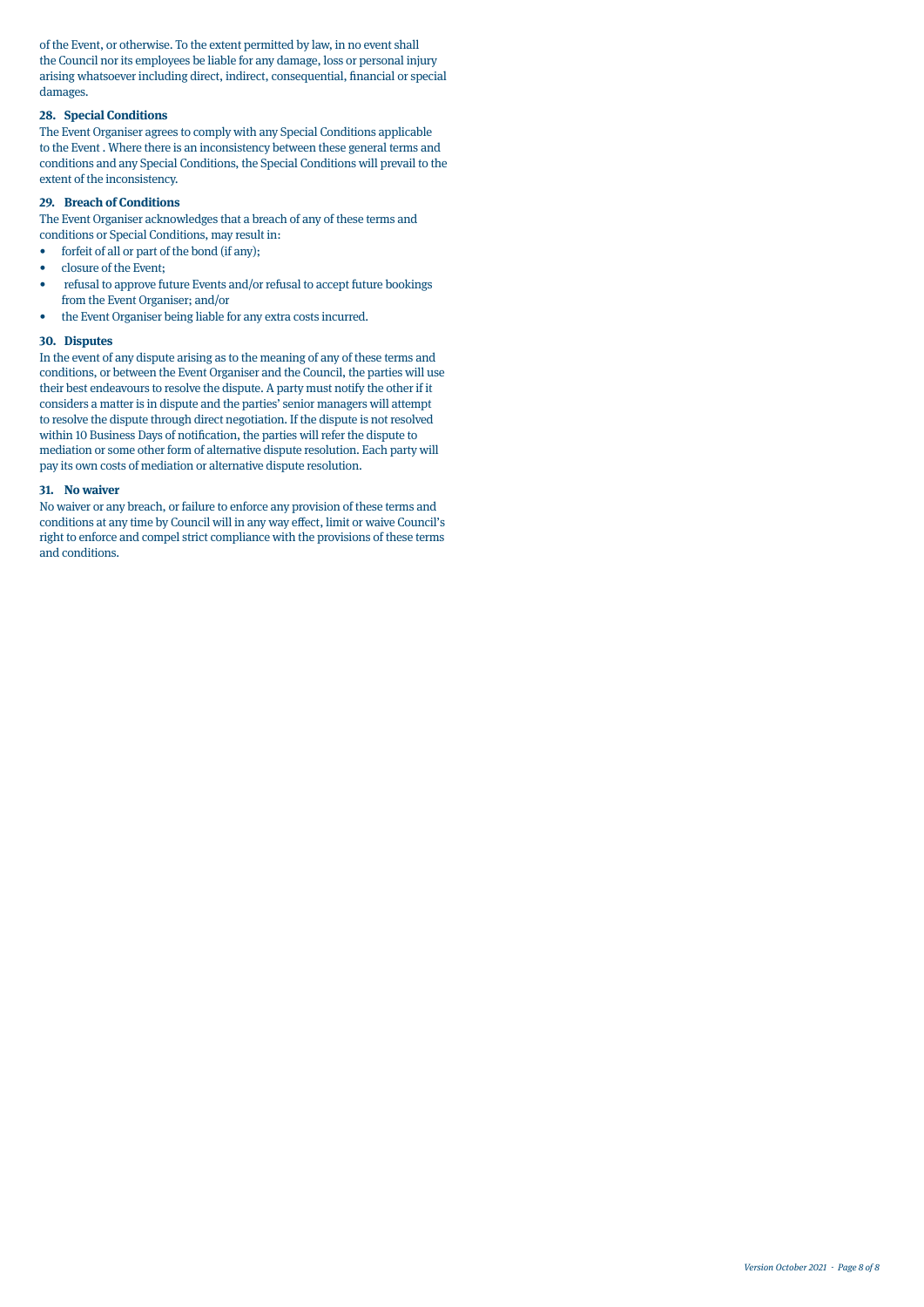of the Event, or otherwise. To the extent permitted by law, in no event shall the Council nor its employees be liable for any damage, loss or personal injury arising whatsoever including direct, indirect, consequential, financial or special damages.

### 28. Special Conditions

The Event Organiser agrees to comply with any Special Conditions applicable to the Event . Where there is an inconsistency between these general terms and conditions and any Special Conditions, the Special Conditions will prevail to the extent of the inconsistency.

### 29. Breach of Conditions

The Event Organiser acknowledges that a breach of any of these terms and conditions or Special Conditions, may result in:

- forfeit of all or part of the bond (if any);
- closure of the Event;
- refusal to approve future Events and/or refusal to accept future bookings from the Event Organiser; and/or
- the Event Organiser being liable for any extra costs incurred.

### 30. Disputes

In the event of any dispute arising as to the meaning of any of these terms and conditions, or between the Event Organiser and the Council, the parties will use their best endeavours to resolve the dispute. A party must notify the other if it considers a matter is in dispute and the parties' senior managers will attempt to resolve the dispute through direct negotiation. If the dispute is not resolved within 10 Business Days of notification, the parties will refer the dispute to mediation or some other form of alternative dispute resolution. Each party will pay its own costs of mediation or alternative dispute resolution.

### 31. No waiver

No waiver or any breach, or failure to enforce any provision of these terms and conditions at any time by Council will in any way effect, limit or waive Council's right to enforce and compel strict compliance with the provisions of these terms and conditions.

*Version October 2021*